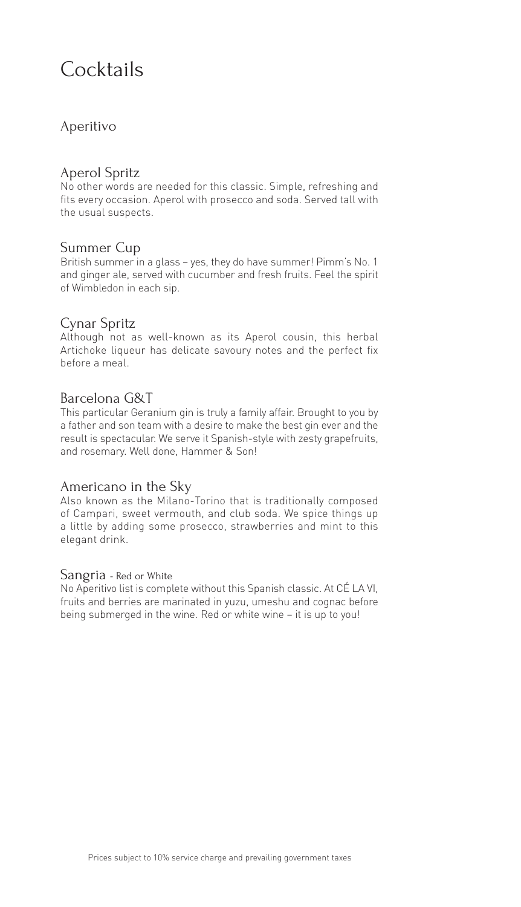# Cocktails

## Aperitivo

### Aperol Spritz

No other words are needed for this classic. Simple, refreshing and fits every occasion. Aperol with prosecco and soda. Served tall with the usual suspects.

### Summer Cup

British summer in a glass – yes, they do have summer! Pimm's No. 1 and ginger ale, served with cucumber and fresh fruits. Feel the spirit of Wimbledon in each sip.

### Cynar Spritz

Although not as well-known as its Aperol cousin, this herbal Artichoke liqueur has delicate savoury notes and the perfect fix before a meal.

### Barcelona G&T

This particular Geranium gin is truly a family affair. Brought to you by a father and son team with a desire to make the best gin ever and the result is spectacular. We serve it Spanish-style with zesty grapefruits, and rosemary. Well done, Hammer & Son!

### Americano in the Sky

Also known as the Milano-Torino that is traditionally composed of Campari, sweet vermouth, and club soda. We spice things up a little by adding some prosecco, strawberries and mint to this elegant drink.

### Sangria - Red or White

No Aperitivo list is complete without this Spanish classic. At CÉ LA VI, fruits and berries are marinated in yuzu, umeshu and cognac before being submerged in the wine. Red or white wine – it is up to you!

Prices subject to 10% service charge and prevailing government taxes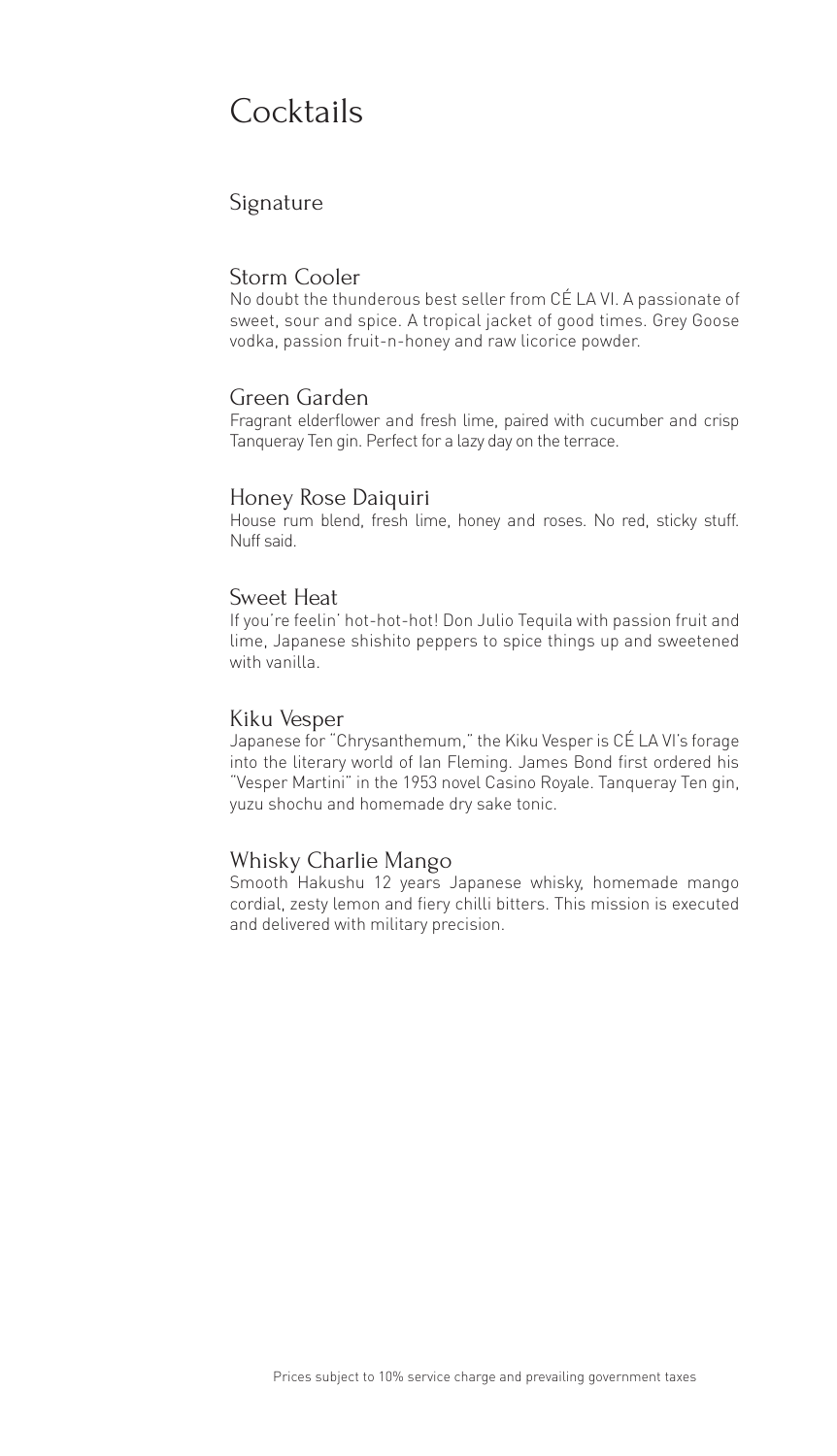# Cocktails

## Signature

### Storm Cooler

No doubt the thunderous best seller from CÉ LA VI. A passionate of sweet, sour and spice. A tropical jacket of good times. Grey Goose vodka, passion fruit-n-honey and raw licorice powder.

### Green Garden

Fragrant elderflower and fresh lime, paired with cucumber and crisp Tanqueray Ten gin. Perfect for a lazy day on the terrace.

### Honey Rose Daiquiri

House rum blend, fresh lime, honey and roses. No red, sticky stuff. Nuff said.

### Sweet Heat

If you're feelin' hot-hot-hot! Don Julio Tequila with passion fruit and lime, Japanese shishito peppers to spice things up and sweetened with vanilla.

### Kiku Vesper

Japanese for "Chrysanthemum," the Kiku Vesper is CÉ LA VI's forage into the literary world of Ian Fleming. James Bond first ordered his "Vesper Martini" in the 1953 novel Casino Royale. Tanqueray Ten gin, yuzu shochu and homemade dry sake tonic.

### Whisky Charlie Mango

Smooth Hakushu 12 years Japanese whisky, homemade mango cordial, zesty lemon and fiery chilli bitters. This mission is executed and delivered with military precision.

Prices subject to 10% service charge and prevailing government taxes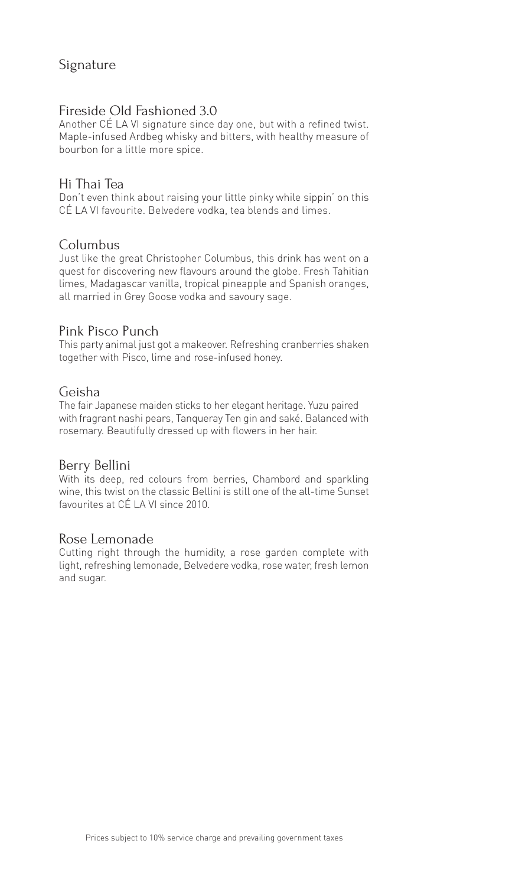## Signature

### Fireside Old Fashioned 3.0

Another CÉ LA VI signature since day one, but with a refined twist. Maple-infused Ardbeg whisky and bitters, with healthy measure of bourbon for a little more spice.

### Hi Thai Tea

Don't even think about raising your little pinky while sippin' on this CÉ LA VI favourite. Belvedere vodka, tea blends and limes.

### Columbus

Just like the great Christopher Columbus, this drink has went on a quest for discovering new flavours around the globe. Fresh Tahitian limes, Madagascar vanilla, tropical pineapple and Spanish oranges, all married in Grey Goose vodka and savoury sage.

### Pink Pisco Punch

This party animal just got a makeover. Refreshing cranberries shaken together with Pisco, lime and rose-infused honey.

### Geisha

The fair Japanese maiden sticks to her elegant heritage. Yuzu paired with fragrant nashi pears, Tanqueray Ten gin and saké. Balanced with rosemary. Beautifully dressed up with flowers in her hair.

### Berry Bellini

With its deep, red colours from berries, Chambord and sparkling wine, this twist on the classic Bellini is still one of the all-time Sunset favourites at CÉ LA VI since 2010.

### Rose Lemonade

Cutting right through the humidity, a rose garden complete with light, refreshing lemonade, Belvedere vodka, rose water, fresh lemon and sugar.

Prices subject to 10% service charge and prevailing government taxes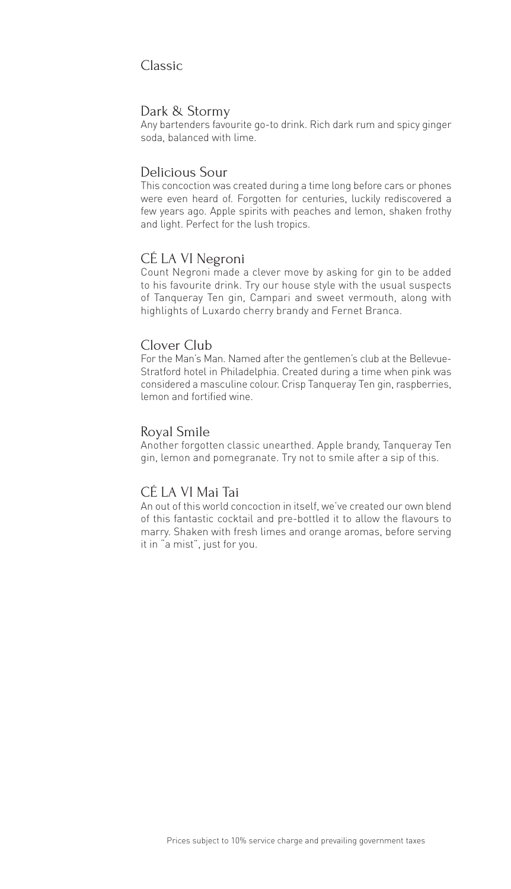# Classic

## Dark & Stormy

Any bartenders favourite go-to drink. Rich dark rum and spicy ginger soda, balanced with lime.

## Delicious Sour

This concoction was created during a time long before cars or phones were even heard of. Forgotten for centuries, luckily rediscovered a few years ago. Apple spirits with peaches and lemon, shaken frothy and light. Perfect for the lush tropics.

## CÉ LA VI Negroni

Count Negroni made a clever move by asking for gin to be added to his favourite drink. Try our house style with the usual suspects of Tanqueray Ten gin, Campari and sweet vermouth, along with highlights of Luxardo cherry brandy and Fernet Branca.

## Clover Club

For the Man's Man. Named after the gentlemen's club at the Bellevue-Stratford hotel in Philadelphia. Created during a time when pink was considered a masculine colour. Crisp Tanqueray Ten gin, raspberries, lemon and fortified wine.

## Royal Smile

Another forgotten classic unearthed. Apple brandy, Tanqueray Ten gin, lemon and pomegranate. Try not to smile after a sip of this.

## CÉ LA VI Mai Tai

An out of this world concoction in itself, we've created our own blend of this fantastic cocktail and pre-bottled it to allow the flavours to marry. Shaken with fresh limes and orange aromas, before serving it in "a mist", just for you.

Prices subject to 10% service charge and prevailing government taxes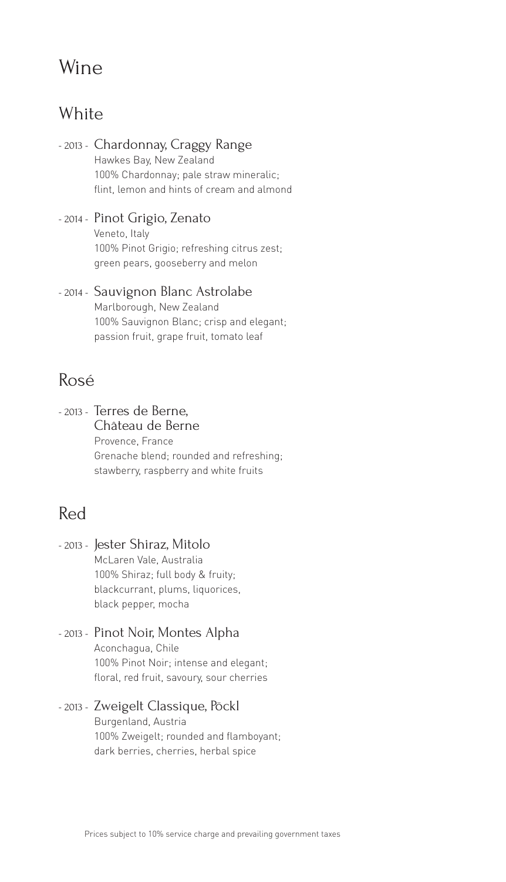# Wine

## White

- 2013 - Chardonnay, Craggy Range
  Hawkes Bay, New Zealand
  100% Chardonnay; pale straw mineralic;
  flint, lemon and hints of cream and almond

- 2014 - Pinot Grigio, Zenato
  Veneto, Italy
  100% Pinot Grigio; refreshing citrus zest;
  green pears, gooseberry and melon

- 2014 - Sauvignon Blanc Astrolabe
  Marlborough, New Zealand
  100% Sauvignon Blanc; crisp and elegant;
  passion fruit, grape fruit, tomato leaf

## Rosé

- 2013 - Terres de Berne, Château de Berne
  Provence, France
  Grenache blend; rounded and refreshing;
  stawberry, raspberry and white fruits

## Red

- 2013 - Jester Shiraz, Mitolo
  McLaren Vale, Australia
  100% Shiraz; full body & fruity;
  blackcurrant, plums, liquorices,
  black pepper, mocha

- 2013 - Pinot Noir, Montes Alpha
  Aconchagua, Chile
  100% Pinot Noir; intense and elegant;
  floral, red fruit, savoury, sour cherries

- 2013 - Zweigelt Classique, Pöckl
  Burgenland, Austria
  100% Zweigelt; rounded and flamboyant;
  dark berries, cherries, herbal spice

Prices subject to 10% service charge and prevailing government taxes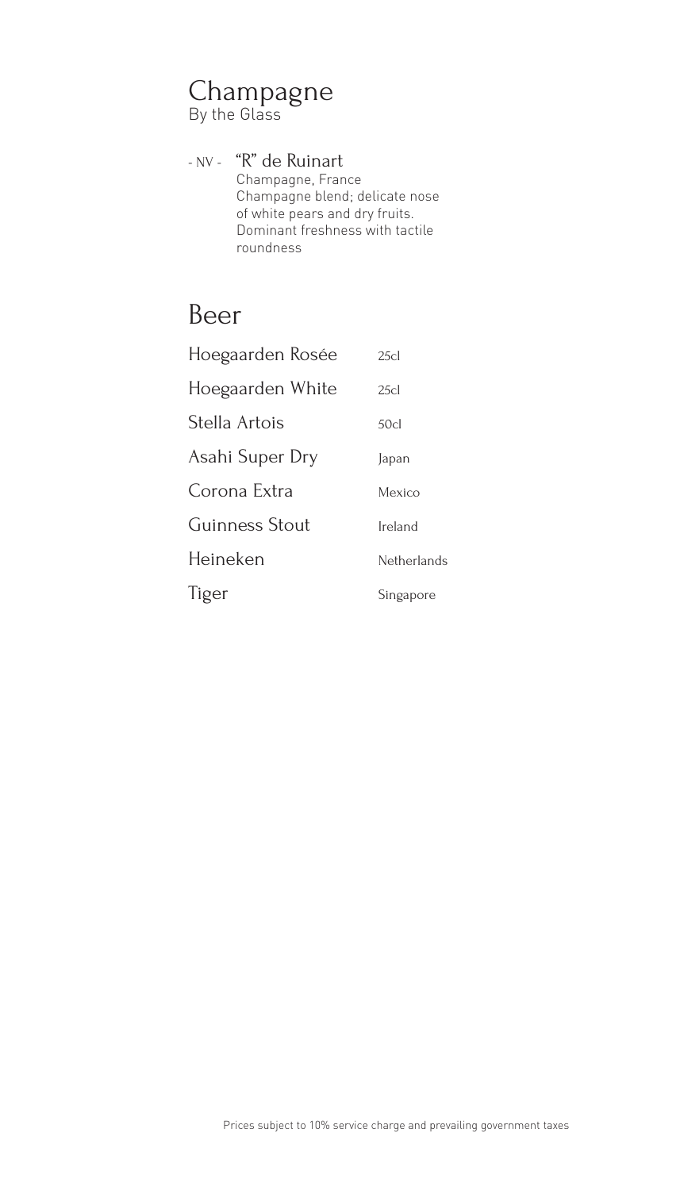## Champagne

By the Glass

- NV - **"R" de Ruinart**
Champagne, France
Champagne blend; delicate nose of white pears and dry fruits. Dominant freshness with tactile roundness

## Beer

| | |
|---|---|
| Hoegaarden Rosée | 25cl |
| Hoegaarden White | 25cl |
| Stella Artois | 50cl |
| Asahi Super Dry | Japan |
| Corona Extra | Mexico |
| Guinness Stout | Ireland |
| Heineken | Netherlands |
| Tiger | Singapore |

Prices subject to 10% service charge and prevailing government taxes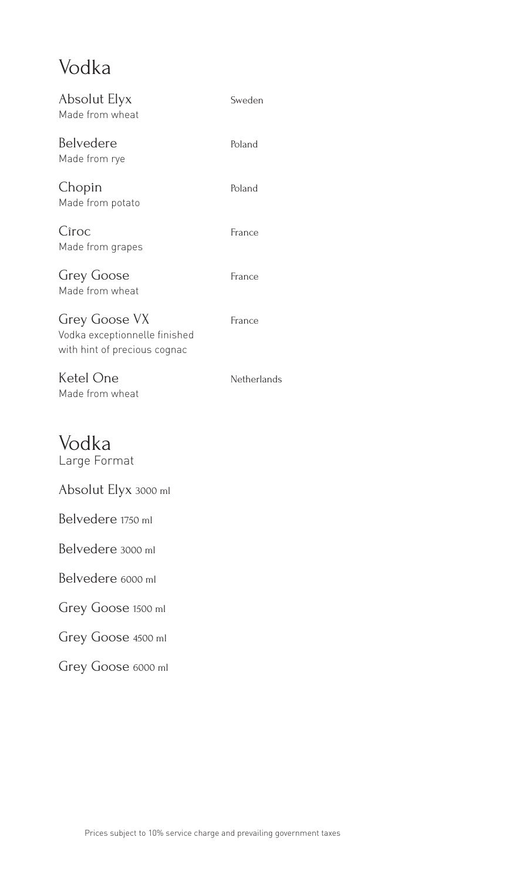# Vodka

| | |
|---|---|
| **Absolut Elyx**<br>Made from wheat | Sweden |
| **Belvedere**<br>Made from rye | Poland |
| **Chopin**<br>Made from potato | Poland |
| **Cîroc**<br>Made from grapes | France |
| **Grey Goose**<br>Made from wheat | France |
| **Grey Goose VX**<br>Vodka exceptionnelle finished with hint of precious cognac | France |
| **Ketel One**<br>Made from wheat | Netherlands |

# Vodka
Large Format

Absolut Elyx 3000 ml

Belvedere 1750 ml

Belvedere 3000 ml

Belvedere 6000 ml

Grey Goose 1500 ml

Grey Goose 4500 ml

Grey Goose 6000 ml

Prices subject to 10% service charge and prevailing government taxes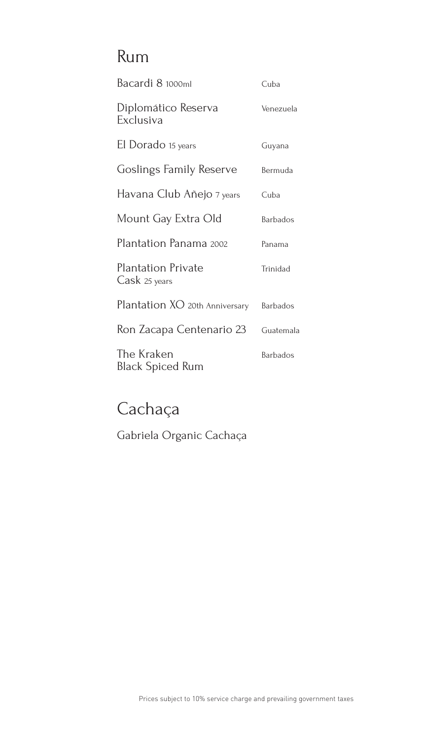# Rum

| | |
|---|---|
| Bacardi 8 1000ml | Cuba |
| Diplomático Reserva Exclusiva | Venezuela |
| El Dorado 15 years | Guyana |
| Goslings Family Reserve | Bermuda |
| Havana Club Añejo 7 years | Cuba |
| Mount Gay Extra Old | Barbados |
| Plantation Panama 2002 | Panama |
| Plantation Private Cask 25 years | Trinidad |
| Plantation XO 20th Anniversary | Barbados |
| Ron Zacapa Centenario 23 | Guatemala |
| The Kraken Black Spiced Rum | Barbados |

# Cachaça

Gabriela Organic Cachaça

Prices subject to 10% service charge and prevailing government taxes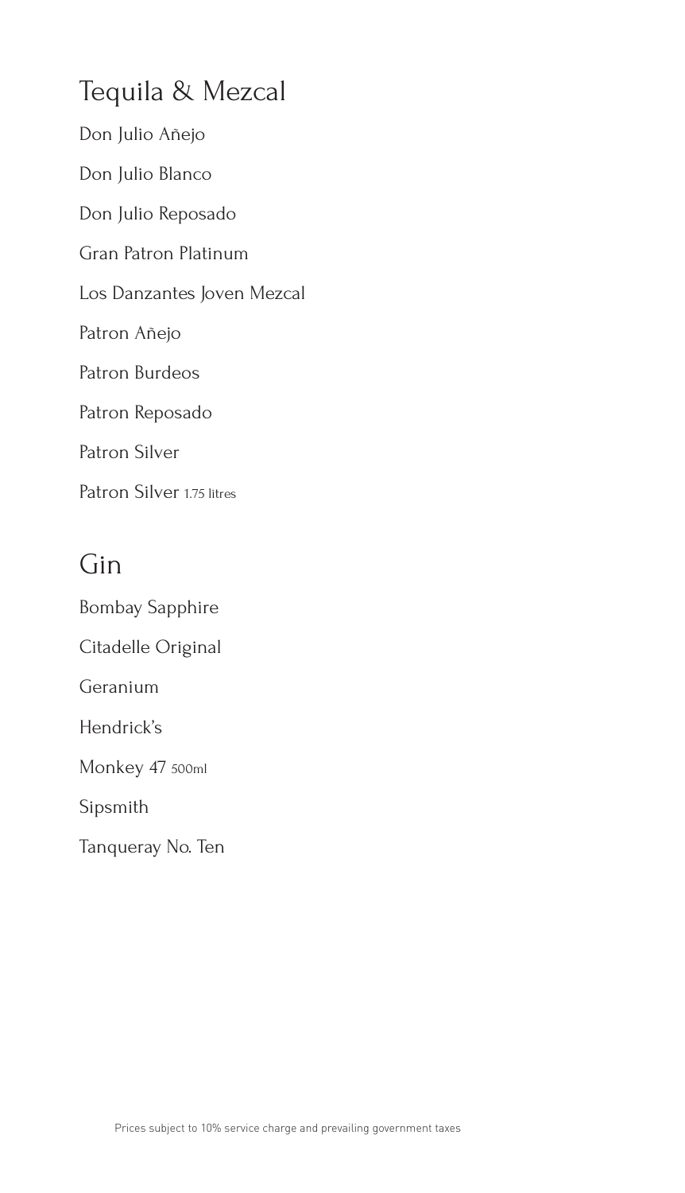## Tequila & Mezcal

Don Julio Añejo

Don Julio Blanco

Don Julio Reposado

Gran Patron Platinum

Los Danzantes Joven Mezcal

Patron Añejo

Patron Burdeos

Patron Reposado

Patron Silver

Patron Silver 1.75 litres

## Gin

Bombay Sapphire

Citadelle Original

Geranium

Hendrick's

Monkey 47 500ml

Sipsmith

Tanqueray No. Ten

Prices subject to 10% service charge and prevailing government taxes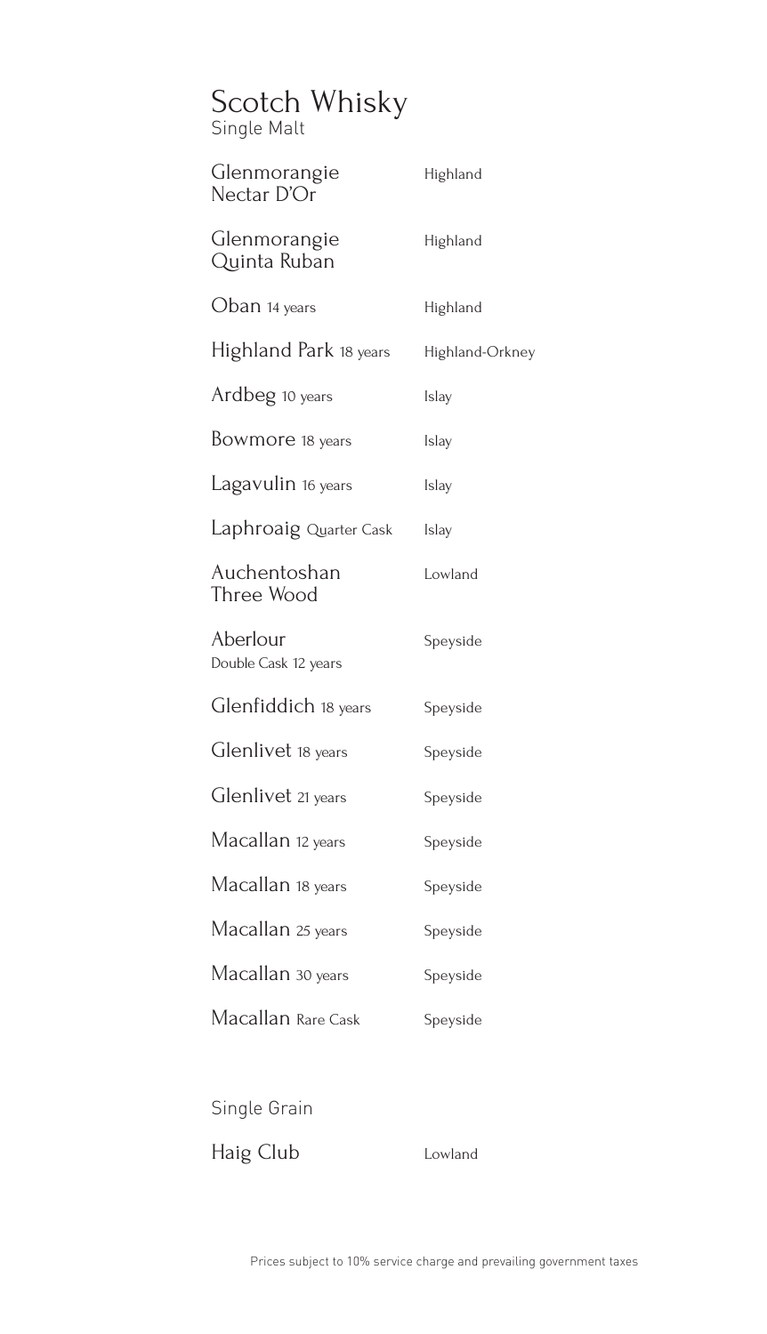# Scotch Whisky

## Single Malt

| | |
|---|---|
| Glenmorangie Nectar D'Or | Highland |
| Glenmorangie Quinta Ruban | Highland |
| Oban 14 years | Highland |
| Highland Park 18 years | Highland-Orkney |
| Ardbeg 10 years | Islay |
| Bowmore 18 years | Islay |
| Lagavulin 16 years | Islay |
| Laphroaig Quarter Cask | Islay |
| Auchentoshan Three Wood | Lowland |
| Aberlour Double Cask 12 years | Speyside |
| Glenfiddich 18 years | Speyside |
| Glenlivet 18 years | Speyside |
| Glenlivet 21 years | Speyside |
| Macallan 12 years | Speyside |
| Macallan 18 years | Speyside |
| Macallan 25 years | Speyside |
| Macallan 30 years | Speyside |
| Macallan Rare Cask | Speyside |

## Single Grain

| | |
|---|---|
| Haig Club | Lowland |

Prices subject to 10% service charge and prevailing government taxes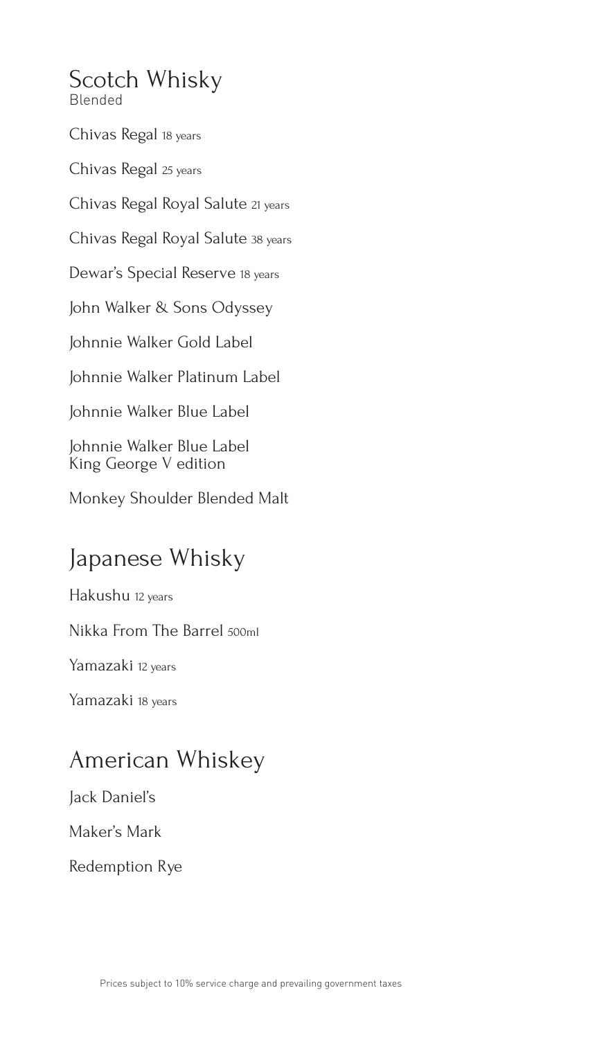# Scotch Whisky

Blended

Chivas Regal 18 years

Chivas Regal 25 years

Chivas Regal Royal Salute 21 years

Chivas Regal Royal Salute 38 years

Dewar's Special Reserve 18 years

John Walker & Sons Odyssey

Johnnie Walker Gold Label

Johnnie Walker Platinum Label

Johnnie Walker Blue Label

Johnnie Walker Blue Label
King George V edition

Monkey Shoulder Blended Malt

# Japanese Whisky

Hakushu 12 years

Nikka From The Barrel 500ml

Yamazaki 12 years

Yamazaki 18 years

# American Whiskey

Jack Daniel's

Maker's Mark

Redemption Rye

Prices subject to 10% service charge and prevailing government taxes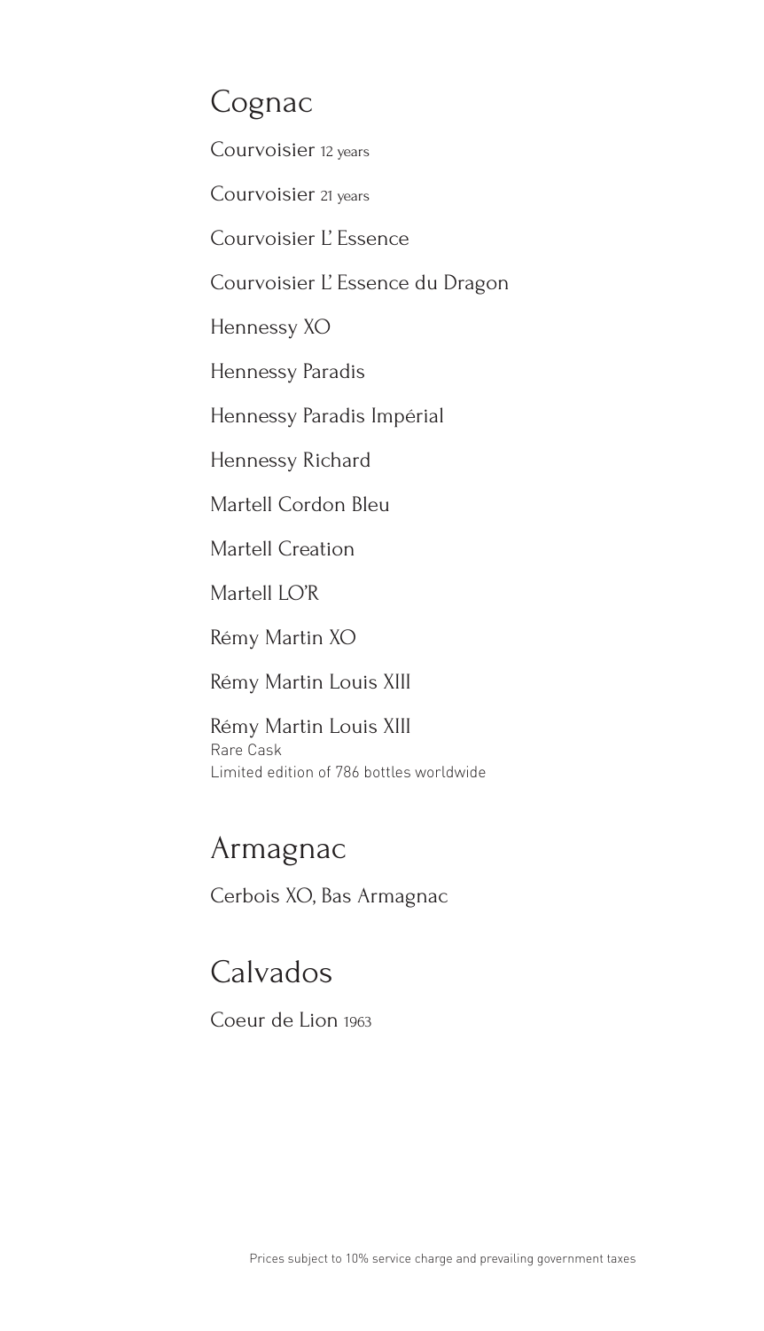# Cognac

Courvoisier 12 years

Courvoisier 21 years

Courvoisier L' Essence

Courvoisier L' Essence du Dragon

Hennessy XO

Hennessy Paradis

Hennessy Paradis Impérial

Hennessy Richard

Martell Cordon Bleu

Martell Creation

Martell LO'R

Rémy Martin XO

Rémy Martin Louis XIII

Rémy Martin Louis XIII
Rare Cask
Limited edition of 786 bottles worldwide

# Armagnac

Cerbois XO, Bas Armagnac

# Calvados

Coeur de Lion 1963

Prices subject to 10% service charge and prevailing government taxes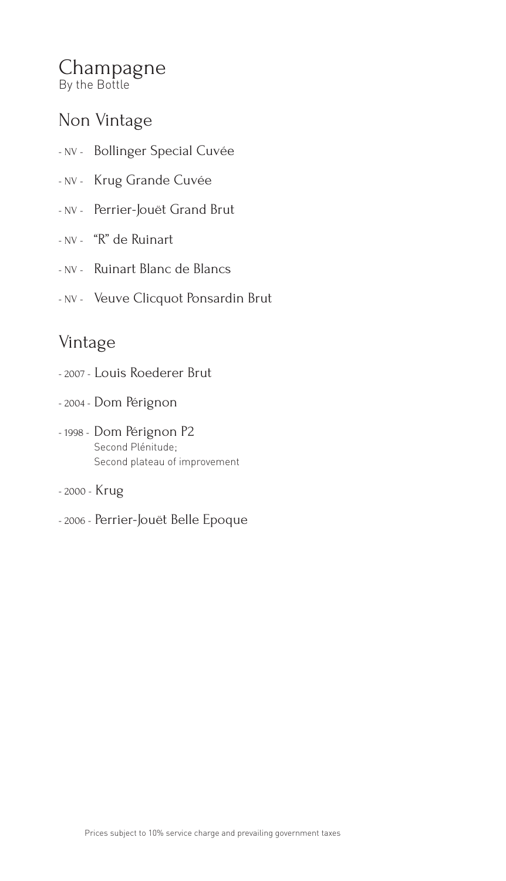# Champagne

By the Bottle

## Non Vintage

- NV - Bollinger Special Cuvée
- NV - Krug Grande Cuvée
- NV - Perrier-Jouët Grand Brut
- NV - “R” de Ruinart
- NV - Ruinart Blanc de Blancs
- NV - Veuve Clicquot Ponsardin Brut

## Vintage

- 2007 - Louis Roederer Brut
- 2004 - Dom Pérignon
- 1998 - Dom Pérignon P2  
  Second Plénitude;  
  Second plateau of improvement
- 2000 - Krug
- 2006 - Perrier-Jouët Belle Epoque

Prices subject to 10% service charge and prevailing government taxes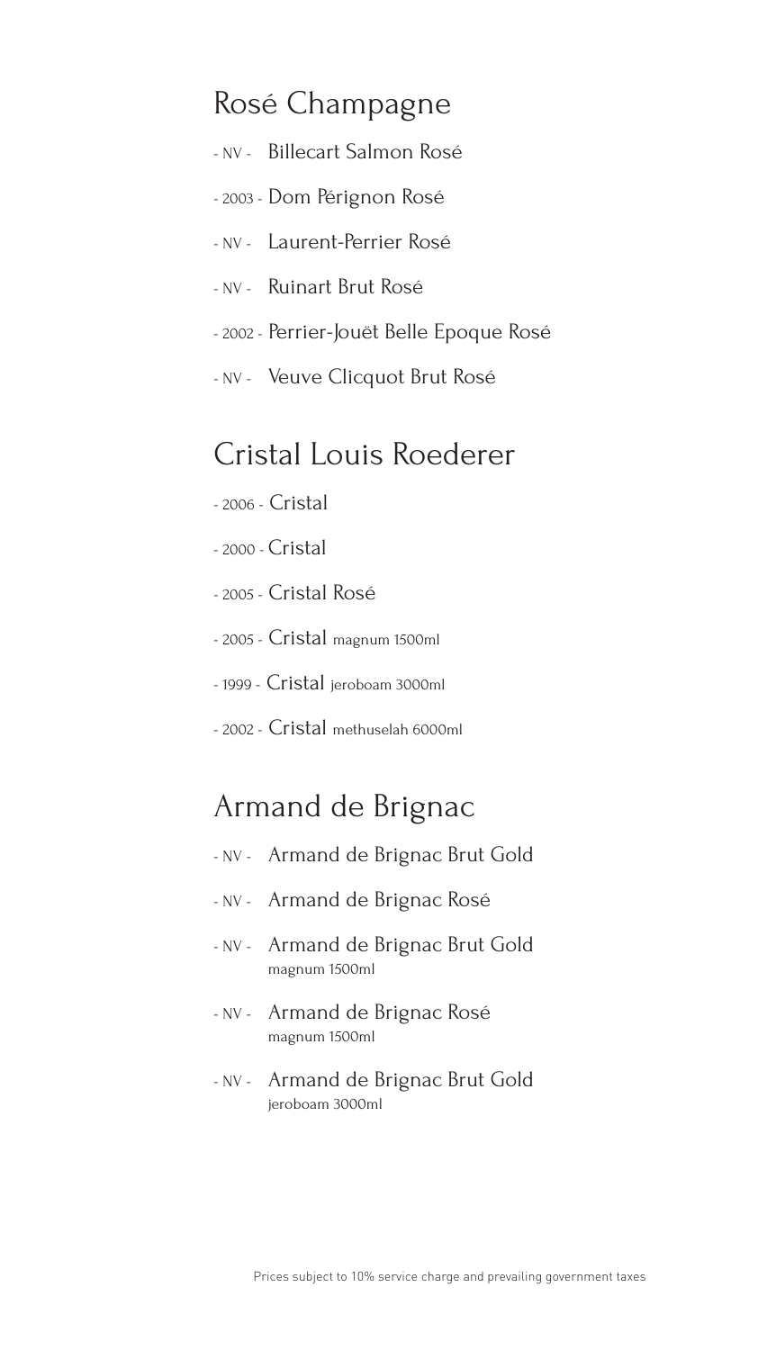## Rosé Champagne

- NV - Billecart Salmon Rosé
- 2003 - Dom Pérignon Rosé
- NV - Laurent-Perrier Rosé
- NV - Ruinart Brut Rosé
- 2002 - Perrier-Jouët Belle Epoque Rosé
- NV - Veuve Clicquot Brut Rosé

## Cristal Louis Roederer

- 2006 - Cristal
- 2000 - Cristal
- 2005 - Cristal Rosé
- 2005 - Cristal magnum 1500ml
- 1999 - Cristal jeroboam 3000ml
- 2002 - Cristal methuselah 6000ml

## Armand de Brignac

- NV - Armand de Brignac Brut Gold
- NV - Armand de Brignac Rosé
- NV - Armand de Brignac Brut Gold magnum 1500ml
- NV - Armand de Brignac Rosé magnum 1500ml
- NV - Armand de Brignac Brut Gold jeroboam 3000ml

Prices subject to 10% service charge and prevailing government taxes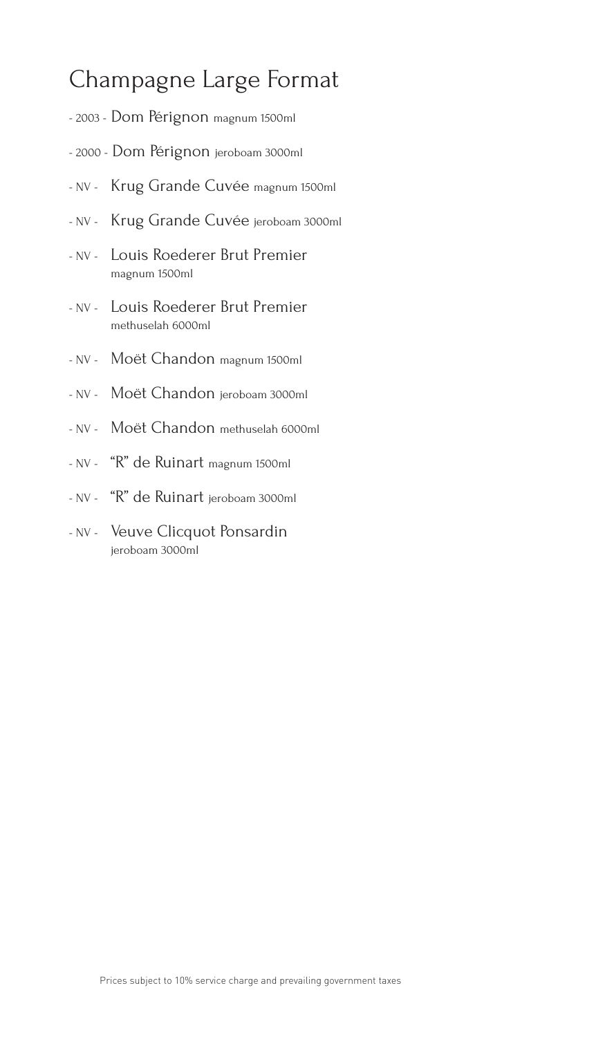# Champagne Large Format

- 2003 - Dom Pérignon magnum 1500ml
- 2000 - Dom Pérignon jeroboam 3000ml
- NV - Krug Grande Cuvée magnum 1500ml
- NV - Krug Grande Cuvée jeroboam 3000ml
- NV - Louis Roederer Brut Premier
  magnum 1500ml
- NV - Louis Roederer Brut Premier
  methuselah 6000ml
- NV - Moët Chandon magnum 1500ml
- NV - Moët Chandon jeroboam 3000ml
- NV - Moët Chandon methuselah 6000ml
- NV - "R" de Ruinart magnum 1500ml
- NV - "R" de Ruinart jeroboam 3000ml
- NV - Veuve Clicquot Ponsardin
  jeroboam 3000ml

Prices subject to 10% service charge and prevailing government taxes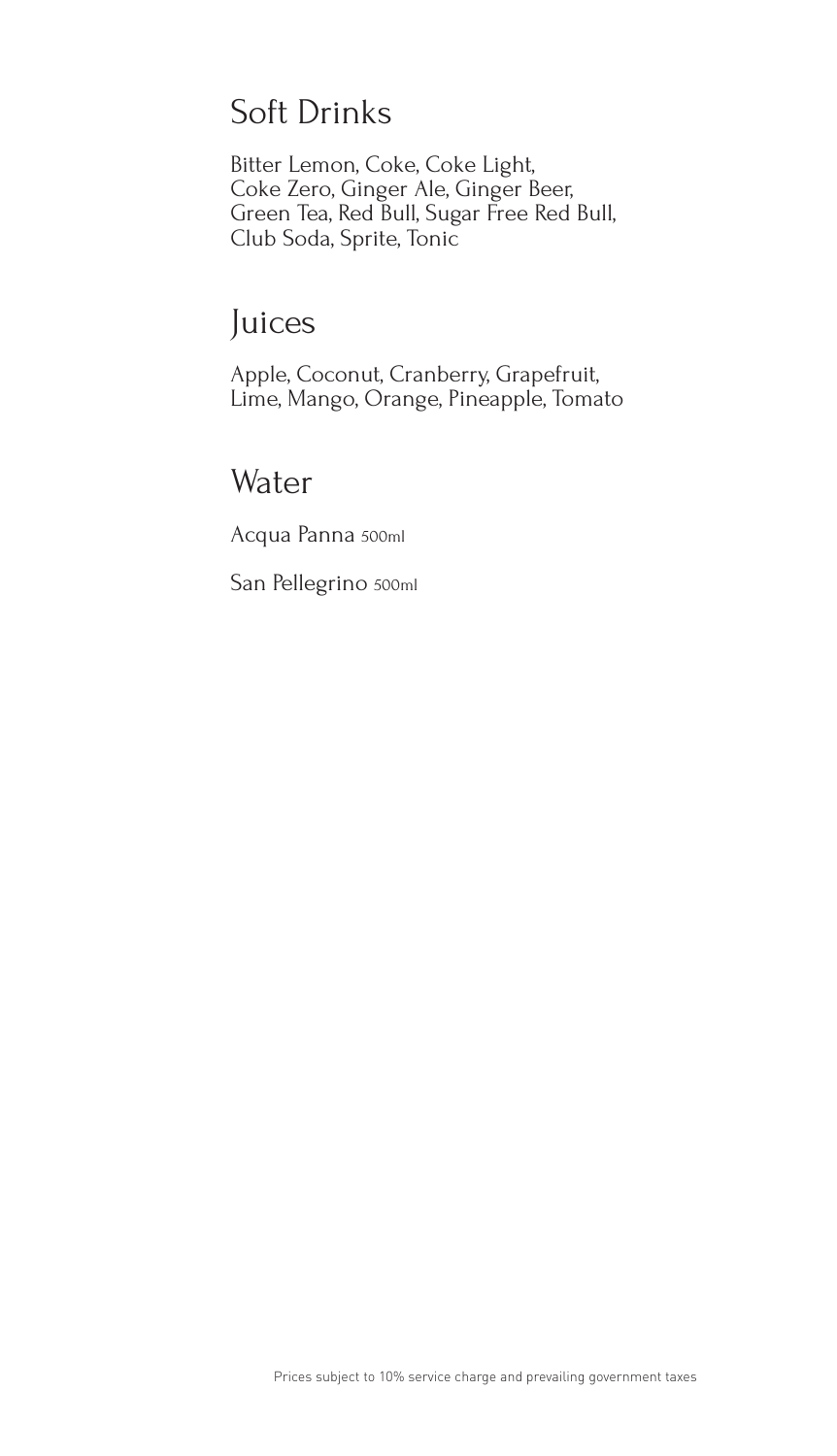## Soft Drinks

Bitter Lemon, Coke, Coke Light,
Coke Zero, Ginger Ale, Ginger Beer,
Green Tea, Red Bull, Sugar Free Red Bull,
Club Soda, Sprite, Tonic

## Juices

Apple, Coconut, Cranberry, Grapefruit,
Lime, Mango, Orange, Pineapple, Tomato

## Water

Acqua Panna 500ml

San Pellegrino 500ml

Prices subject to 10% service charge and prevailing government taxes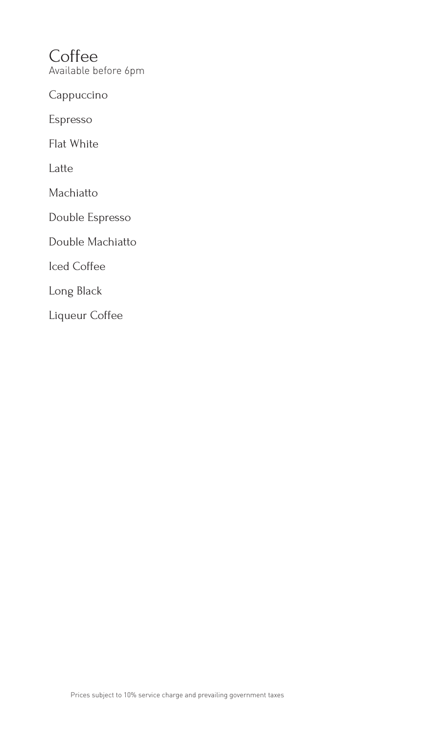# Coffee

Available before 6pm

Cappuccino

Espresso

Flat White

Latte

Machiatto

Double Espresso

Double Machiatto

Iced Coffee

Long Black

Liqueur Coffee

Prices subject to 10% service charge and prevailing government taxes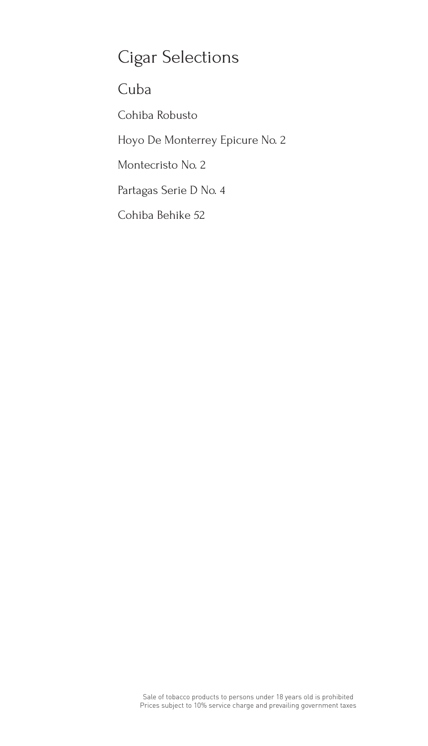# Cigar Selections

## Cuba

Cohiba Robusto

Hoyo De Monterrey Epicure No. 2

Montecristo No. 2

Partagas Serie D No. 4

Cohiba Behike 52

Sale of tobacco products to persons under 18 years old is prohibited
Prices subject to 10% service charge and prevailing government taxes